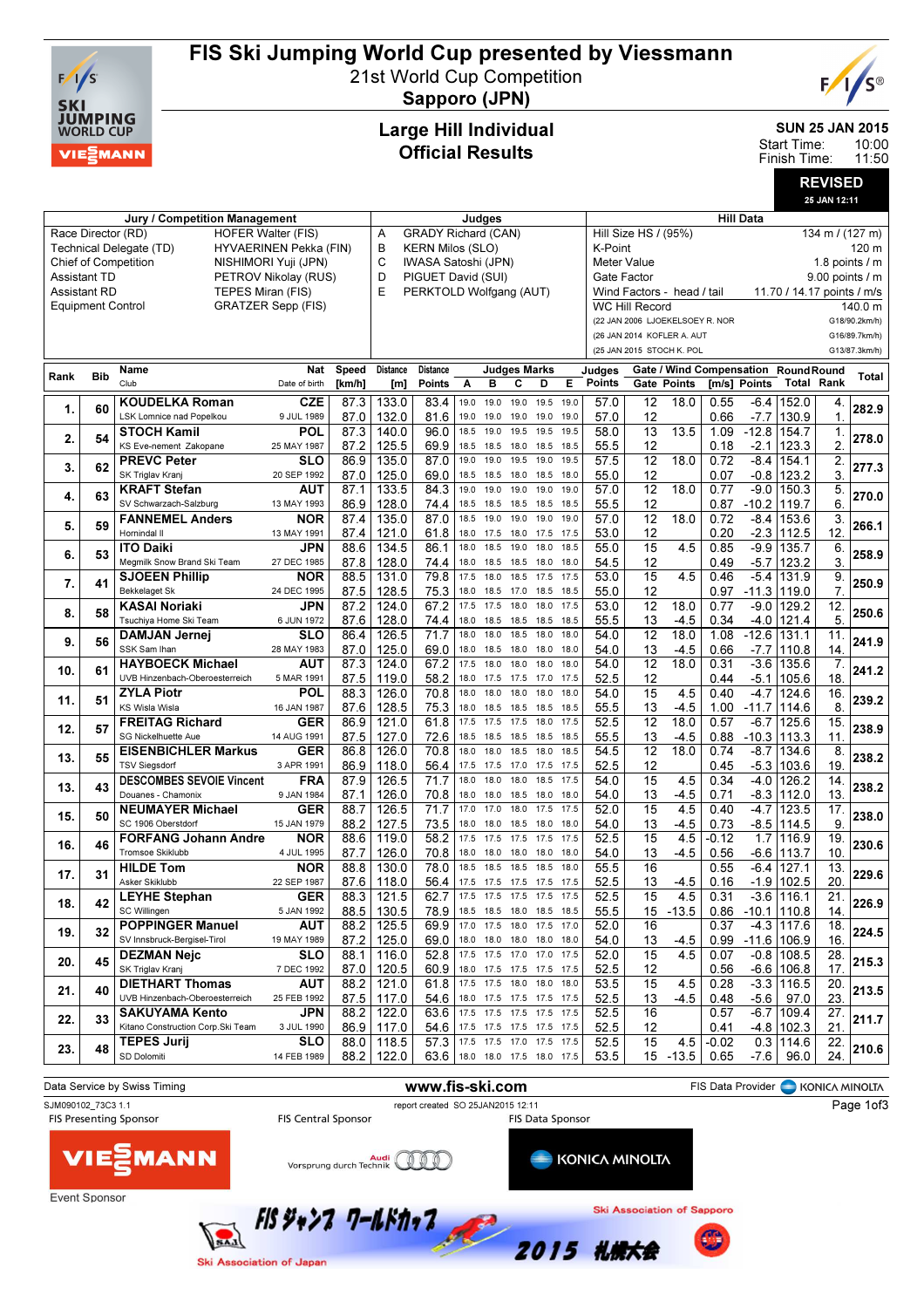# FIS Ski Jumping World Cup presented by Viessmann

21st World Cup Competition
**Sapporo (JPN)**

## Large Hill Individual
## Official Results

**SUN 25 JAN 2015**
Start Time: 10:00
Finish Time: 11:50

**REVISED**
25 JAN 12:11

| Jury / Competition Management | |
|---|---|
| Race Director (RD) | HOFER Walter (FIS) |
| Technical Delegate (TD) | HYVAERINEN Pekka (FIN) |
| Chief of Competition | NISHIMORI Yuji (JPN) |
| Assistant TD | PETROV Nikolay (RUS) |
| Assistant RD | TEPES Miran (FIS) |
| Equipment Control | GRATZER Sepp (FIS) |

| Judges | |
|---|---|
| A | GRADY Richard (CAN) |
| B | KERN Milos (SLO) |
| C | IWASA Satoshi (JPN) |
| D | PIGUET David (SUI) |
| E | PERKTOLD Wolfgang (AUT) |

| Hill Data | |
|---|---|
| Hill Size HS / (95%) | 134 m / (127 m) |
| K-Point | 120 m |
| Meter Value | 1.8 points / m |
| Gate Factor | 9.00 points / m |
| Wind Factors - head / tail | 11.70 / 14.17 points / m/s |
| WC Hill Record | 140.0 m |
| (22 JAN 2006 LJOEKELSOEY R. NOR | G18/90.2km/h) |
| (26 JAN 2014 KOFLER A. AUT | G16/89.7km/h) |
| (25 JAN 2015 STOCH K. POL | G13/87.3km/h) |

| Rank | Bib | Name / Club | Nat / Date of birth | Speed [km/h] | Distance [m] | Distance Points | A | B | C | D | E | Judges Points | Gate | Gate Points | Wind [m/s] | Wind Points | Round Total | Round Rank | Total |
|---|---|---|---|---|---|---|---|---|---|---|---|---|---|---|---|---|---|---|---|
| 1. | 60 | KOUDELKA Roman | CZE | 87.3 | 133.0 | 83.4 | 19.0 | 19.0 | 19.0 | 19.5 | 19.0 | 57.0 | 12 | 18.0 | 0.55 | -6.4 | 152.0 | 4. | 282.9 |
| | | LSK Lomnice nad Popelkou | 9 JUL 1989 | 87.0 | 132.0 | 81.6 | 19.0 | 19.0 | 19.0 | 19.0 | 19.0 | 57.0 | 12 | | 0.66 | -7.7 | 130.9 | 1. | |
| 2. | 54 | STOCH Kamil | POL | 87.3 | 140.0 | 96.0 | 18.5 | 19.0 | 19.5 | 19.5 | 19.5 | 58.0 | 13 | 13.5 | 1.09 | -12.8 | 154.7 | 1. | 278.0 |
| | | KS Eve-nement Zakopane | 25 MAY 1987 | 87.2 | 125.5 | 69.9 | 18.5 | 18.5 | 18.0 | 18.5 | 18.5 | 55.5 | 12 | | 0.18 | -2.1 | 123.3 | 2. | |
| 3. | 62 | PREVC Peter | SLO | 86.9 | 135.0 | 87.0 | 19.0 | 19.0 | 19.5 | 19.0 | 19.5 | 57.5 | 12 | 18.0 | 0.72 | -8.4 | 154.1 | 2. | 277.3 |
| | | SK Triglav Kranj | 20 SEP 1992 | 87.0 | 125.0 | 69.0 | 18.5 | 18.5 | 18.0 | 18.5 | 18.0 | 55.0 | 12 | | 0.07 | -0.8 | 123.2 | 3. | |
| 4. | 63 | KRAFT Stefan | AUT | 87.1 | 133.5 | 84.3 | 19.0 | 19.0 | 19.0 | 19.0 | 19.0 | 57.0 | 12 | 18.0 | 0.77 | -9.0 | 150.3 | 5. | 270.0 |
| | | SV Schwarzach-Salzburg | 13 MAY 1993 | 86.9 | 128.0 | 74.4 | 18.5 | 18.5 | 18.5 | 18.5 | 18.5 | 55.5 | 12 | | 0.87 | -10.2 | 119.7 | 6. | |
| 5. | 59 | FANNEMEL Anders | NOR | 87.4 | 135.0 | 87.0 | 18.5 | 19.0 | 19.0 | 19.0 | 19.0 | 57.0 | 12 | 18.0 | 0.72 | -8.4 | 153.6 | 3. | 266.1 |
| | | Hornindal Il | 13 MAY 1991 | 87.4 | 121.0 | 61.8 | 18.0 | 17.5 | 18.0 | 17.5 | 17.5 | 53.0 | 12 | | 0.20 | -2.3 | 112.5 | 12. | |
| 6. | 53 | ITO Daiki | JPN | 88.6 | 134.5 | 86.1 | 18.0 | 18.5 | 19.0 | 18.0 | 18.5 | 55.0 | 15 | 4.5 | 0.85 | -9.9 | 135.7 | 6. | 258.9 |
| | | Megmilk Snow Brand Ski Team | 27 DEC 1985 | 87.8 | 128.0 | 74.4 | 18.0 | 18.5 | 18.5 | 18.0 | 18.0 | 54.5 | 12 | | 0.49 | -5.7 | 123.2 | 3. | |
| 7. | 41 | SJOEEN Phillip | NOR | 88.5 | 131.0 | 79.8 | 17.5 | 18.0 | 18.5 | 17.5 | 17.5 | 53.0 | 15 | 4.5 | 0.46 | -5.4 | 131.9 | 9. | 250.9 |
| | | Bekkelaget SK | 24 DEC 1995 | 87.5 | 128.5 | 75.3 | 18.0 | 18.5 | 17.0 | 18.5 | 18.5 | 55.0 | 12 | | 0.97 | -11.3 | 119.0 | 7. | |
| 8. | 58 | KASAI Noriaki | JPN | 87.2 | 124.0 | 67.2 | 17.5 | 17.5 | 18.0 | 18.0 | 17.5 | 53.0 | 12 | 18.0 | 0.77 | -9.0 | 129.2 | 12. | 250.6 |
| | | Tsuchiya Home Ski Team | 6 JUN 1972 | 87.6 | 128.0 | 74.4 | 18.0 | 18.5 | 18.5 | 18.5 | 18.5 | 55.5 | 13 | -4.5 | 0.34 | -4.0 | 121.4 | 5. | |
| 9. | 56 | DAMJAN Jernej | SLO | 86.4 | 126.5 | 71.7 | 18.0 | 18.0 | 18.5 | 18.0 | 18.0 | 54.0 | 12 | 18.0 | 1.08 | -12.6 | 131.1 | 11. | 241.9 |
| | | SSK Sam Ihan | 28 MAY 1983 | 87.0 | 125.0 | 69.0 | 18.0 | 18.0 | 18.0 | 18.0 | 18.0 | 54.0 | 13 | -4.5 | 0.66 | -7.7 | 110.8 | 14. | |
| 10. | 61 | HAYBOECK Michael | AUT | 87.3 | 124.0 | 67.2 | 17.5 | 18.0 | 18.0 | 18.0 | 18.0 | 54.0 | 12 | 18.0 | 0.31 | -3.6 | 135.6 | 7. | 241.2 |
| | | UVB Hinzenbach-Oberoesterreich | 5 MAR 1991 | 87.5 | 119.0 | 58.2 | 18.0 | 17.5 | 17.5 | 17.0 | 17.5 | 52.5 | 12 | | 0.44 | -5.1 | 105.6 | 18. | |
| 11. | 51 | ZYLA Piotr | POL | 88.3 | 126.0 | 70.8 | 18.0 | 18.0 | 18.0 | 18.0 | 18.0 | 54.0 | 15 | 4.5 | 0.40 | -4.7 | 124.6 | 16. | 239.2 |
| | | KS Wisla Wisla | 16 JAN 1987 | 87.6 | 128.5 | 75.3 | 18.0 | 18.5 | 18.5 | 18.5 | 18.5 | 55.5 | 13 | -4.5 | 1.00 | -11.7 | 114.6 | 8. | |
| 12. | 57 | FREITAG Richard | GER | 86.9 | 121.0 | 61.8 | 17.5 | 17.5 | 17.5 | 18.0 | 17.5 | 52.5 | 12 | 18.0 | 0.57 | -6.7 | 125.6 | 15. | 238.9 |
| | | SG Nickelhuette Aue | 14 AUG 1991 | 87.5 | 127.0 | 72.6 | 18.5 | 18.5 | 18.5 | 18.5 | 18.5 | 55.5 | 13 | -4.5 | 0.88 | -10.3 | 113.3 | 11. | |
| 13. | 55 | EISENBICHLER Markus | GER | 86.8 | 126.0 | 70.8 | 18.0 | 18.0 | 18.5 | 18.0 | 18.5 | 54.5 | 12 | 18.0 | 0.74 | -8.7 | 134.6 | 8. | 238.2 |
| | | TSV Siegsdorf | 3 APR 1991 | 86.9 | 118.0 | 56.4 | 17.5 | 17.5 | 17.0 | 17.5 | 17.5 | 52.5 | 12 | | 0.45 | -5.3 | 103.6 | 19. | |
| 13. | 43 | DESCOMBES SEVOIE Vincent | FRA | 87.9 | 126.5 | 71.7 | 18.0 | 18.0 | 18.0 | 18.5 | 17.5 | 54.0 | 15 | 4.5 | 0.34 | -4.0 | 126.2 | 14. | 238.2 |
| | | Douanes - Chamonix | 9 JAN 1984 | 87.1 | 126.0 | 70.8 | 18.0 | 18.0 | 18.5 | 18.0 | 18.0 | 54.0 | 13 | -4.5 | 0.71 | -8.3 | 112.0 | 13. | |
| 15. | 50 | NEUMAYER Michael | GER | 88.7 | 126.5 | 71.7 | 17.0 | 17.0 | 18.0 | 17.5 | 17.5 | 52.0 | 15 | 4.5 | 0.40 | -4.7 | 123.5 | 17. | 238.0 |
| | | SC 1906 Oberstdorf | 15 JAN 1979 | 88.2 | 127.5 | 73.5 | 18.0 | 18.0 | 18.5 | 18.0 | 18.0 | 54.0 | 13 | -4.5 | 0.73 | -8.5 | 114.5 | 9. | |
| 16. | 46 | FORFANG Johann Andre | NOR | 88.6 | 119.0 | 58.2 | 17.5 | 17.5 | 17.5 | 17.5 | 17.5 | 52.5 | 15 | 4.5 | -0.12 | 1.7 | 116.9 | 19. | 230.6 |
| | | Tromsoe Skiklubb | 4 JUL 1995 | 87.7 | 126.0 | 70.8 | 18.0 | 18.0 | 18.0 | 18.0 | 18.0 | 54.0 | 13 | -4.5 | 0.56 | -6.6 | 113.7 | 10. | |
| 17. | 31 | HILDE Tom | NOR | 88.8 | 130.0 | 78.0 | 18.5 | 18.5 | 18.5 | 18.5 | 18.0 | 55.5 | 16 | | 0.55 | -6.4 | 127.1 | 13. | 229.6 |
| | | Asker Skiklubb | 22 SEP 1987 | 87.6 | 118.0 | 56.4 | 17.5 | 17.5 | 17.5 | 17.5 | 17.5 | 52.5 | 13 | -4.5 | 0.16 | -1.9 | 102.5 | 20. | |
| 18. | 42 | LEYHE Stephan | GER | 88.3 | 121.5 | 62.7 | 17.5 | 17.5 | 17.5 | 17.5 | 17.5 | 52.5 | 15 | 4.5 | 0.31 | -3.6 | 116.1 | 21. | 226.9 |
| | | SC Willingen | 5 JAN 1992 | 88.5 | 130.5 | 78.9 | 18.5 | 18.5 | 18.0 | 18.5 | 18.5 | 55.5 | 15 | -13.5 | 0.86 | -10.1 | 110.8 | 14. | |
| 19. | 32 | POPPINGER Manuel | AUT | 88.2 | 125.5 | 69.9 | 17.0 | 17.5 | 18.0 | 17.5 | 17.0 | 52.0 | 16 | | 0.37 | -4.3 | 117.6 | 18. | 224.5 |
| | | SV Innsbruck-Bergisel-Tirol | 19 MAY 1989 | 87.2 | 125.0 | 69.0 | 18.0 | 18.0 | 18.0 | 18.0 | 18.0 | 54.0 | 13 | -4.5 | 0.99 | -11.6 | 106.9 | 16. | |
| 20. | 45 | DEZMAN Nejc | SLO | 88.1 | 116.0 | 52.8 | 17.5 | 17.5 | 17.0 | 17.0 | 17.5 | 52.0 | 15 | 4.5 | 0.07 | -0.8 | 108.5 | 28. | 215.3 |
| | | SK Triglav Kranj | 7 DEC 1992 | 87.0 | 120.5 | 60.9 | 18.0 | 17.5 | 17.5 | 17.5 | 17.5 | 52.5 | 12 | | 0.56 | -6.6 | 106.8 | 17. | |
| 21. | 40 | DIETHART Thomas | AUT | 88.2 | 121.0 | 61.8 | 17.5 | 17.5 | 18.0 | 18.0 | 18.0 | 53.5 | 15 | 4.5 | 0.28 | -3.3 | 116.5 | 20. | 213.5 |
| | | UVB Hinzenbach-Oberoesterreich | 25 FEB 1992 | 87.5 | 117.0 | 54.6 | 18.0 | 17.5 | 17.5 | 17.5 | 17.5 | 52.5 | 13 | -4.5 | 0.48 | -5.6 | 97.0 | 23. | |
| 22. | 33 | SAKUYAMA Kento | JPN | 88.2 | 122.0 | 63.6 | 17.5 | 17.5 | 17.5 | 17.5 | 17.5 | 52.5 | 16 | | 0.57 | -6.7 | 109.4 | 27. | 211.7 |
| | | Kitano Construction Corp.Ski Team | 3 JUL 1990 | 86.9 | 117.0 | 54.6 | 17.5 | 17.5 | 17.5 | 17.5 | 17.5 | 52.5 | 12 | | 0.41 | -4.8 | 102.3 | 21. | |
| 23. | 48 | TEPES Jurij | SLO | 88.0 | 118.5 | 57.3 | 17.5 | 17.5 | 17.0 | 17.5 | 17.5 | 52.5 | 15 | 4.5 | -0.02 | 0.3 | 114.6 | 22. | 210.6 |
| | | SD Dolomiti | 14 FEB 1989 | 88.2 | 122.0 | 63.6 | 18.0 | 18.0 | 17.5 | 18.0 | 17.5 | 53.5 | 15 | -13.5 | 0.65 | -7.6 | 96.0 | 24. | |

Data Service by Swiss Timing — www.fis-ski.com — FIS Data Provider KONICA MINOLTA

SJM090102_73C3 1.1 — report created SO 25JAN2015 12:11

FIS Presenting Sponsor: VIESSMANN — FIS Central Sponsor: Audi Vorsprung durch Technik — FIS Data Sponsor: KONICA MINOLTA

Event Sponsor: Ski Association of Japan — Ski Association of Sapporo — FIS ジャンプ ワールドカップ 2015 札幌大会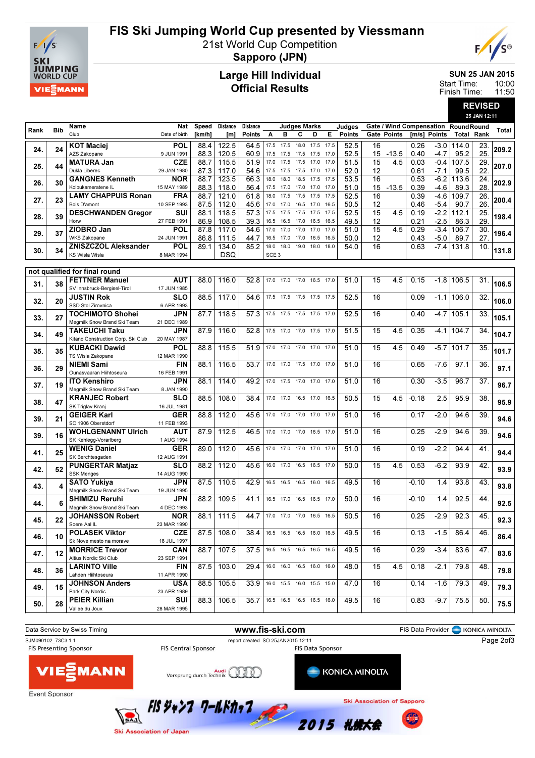# FIS Ski Jumping World Cup presented by Viessmann

21st World Cup Competition
**Sapporo (JPN)**

## Large Hill Individual
## Official Results

**SUN 25 JAN 2015**
Start Time: 10:00
Finish Time: 11:50

**REVISED**
25 JAN 12:11

| Rank | Bib | Name / Club | Nat / Date of birth | Speed [km/h] | Distance [m] | Distance Points | A | B | C | D | E | Judges Points | Gate | Gate Points | Wind [m/s] | Wind Points | Round Total | Round Rank | Total |
|---|---|---|---|---|---|---|---|---|---|---|---|---|---|---|---|---|---|---|---|
| 24. | 24 | KOT Maciej / AZS Zakopane | POL / 9 JUN 1991 | 88.4 | 122.5 | 64.5 | 17.5 | 17.5 | 18.0 | 17.5 | 17.5 | 52.5 | 16 | | 0.26 | -3.0 | 114.0 | 23. | 209.2 |
| | | | | 88.3 | 120.5 | 60.9 | 17.5 | 17.5 | 17.5 | 17.5 | 17.0 | 52.5 | 15 | -13.5 | 0.40 | -4.7 | 95.2 | 25. | |
| 25. | 44 | MATURA Jan / Dukla Liberec | CZE / 29 JAN 1980 | 88.7 | 115.5 | 51.9 | 17.0 | 17.5 | 17.5 | 17.0 | 17.0 | 51.5 | 15 | 4.5 | 0.03 | -0.4 | 107.5 | 29. | 207.0 |
| | | | | 87.3 | 117.0 | 54.6 | 17.5 | 17.5 | 17.5 | 17.0 | 17.0 | 52.0 | 12 | | 0.61 | -7.1 | 99.5 | 22. | |
| 26. | 30 | GANGNES Kenneth / Kolbukameratene IL | NOR / 15 MAY 1989 | 88.7 | 123.5 | 66.3 | 18.0 | 18.0 | 18.5 | 17.5 | 17.5 | 53.5 | 16 | | 0.53 | -6.2 | 113.6 | 24. | 202.9 |
| | | | | 88.3 | 118.0 | 56.4 | 17.5 | 17.0 | 17.0 | 17.0 | 17.0 | 51.0 | 15 | -13.5 | 0.39 | -4.6 | 89.3 | 28. | |
| 27. | 23 | LAMY CHAPPUIS Ronan / Bois D'amont | FRA / 10 SEP 1993 | 88.7 | 121.0 | 61.8 | 18.0 | 17.5 | 17.5 | 17.5 | 17.5 | 52.5 | 16 | | 0.39 | -4.6 | 109.7 | 26. | 200.4 |
| | | | | 87.5 | 112.0 | 45.6 | 17.0 | 17.0 | 16.5 | 17.0 | 16.5 | 50.5 | 12 | | 0.46 | -5.4 | 90.7 | 26. | |
| 28. | 39 | DESCHWANDEN Gregor / Horw | SUI / 27 FEB 1991 | 88.1 | 118.5 | 57.3 | 17.5 | 17.5 | 17.5 | 17.5 | 17.5 | 52.5 | 15 | 4.5 | 0.19 | -2.2 | 112.1 | 25. | 198.4 |
| | | | | 86.9 | 108.5 | 39.3 | 16.5 | 16.5 | 17.0 | 16.5 | 16.5 | 49.5 | 12 | | 0.21 | -2.5 | 86.3 | 29. | |
| 29. | 37 | ZIOBRO Jan / WKS Zakopane | POL / 24 JUN 1991 | 87.8 | 117.0 | 54.6 | 17.0 | 17.0 | 17.0 | 17.0 | 17.0 | 51.0 | 15 | 4.5 | 0.29 | -3.4 | 106.7 | 30. | 196.4 |
| | | | | 86.8 | 111.5 | 44.7 | 16.5 | 17.0 | 17.0 | 16.5 | 16.5 | 50.0 | 12 | | 0.43 | -5.0 | 89.7 | 27. | |
| 30. | 34 | ZNISZCZOL Aleksander / KS Wisla Wisla | POL / 8 MAR 1994 | 89.1 | 134.0 | 85.2 | 18.0 | 18.0 | 19.0 | 18.0 | 18.0 | 54.0 | 16 | | 0.63 | -7.4 | 131.8 | 10. | 131.8 |
| | | | | | DSQ | | SCE 3 | | | | | | | | | | | | |
| **not qualified for final round** | | | | | | | | | | | | | | | | | | | |
| 31. | 38 | FETTNER Manuel / SV Innsbruck-Bergisel-Tirol | AUT / 17 JUN 1985 | 88.0 | 116.0 | 52.8 | 17.0 | 17.0 | 17.0 | 16.5 | 17.0 | 51.0 | 15 | 4.5 | 0.15 | -1.8 | 106.5 | 31. | 106.5 |
| 32. | 20 | JUSTIN Rok / SSD Stol Zirovnica | SLO / 6 APR 1993 | 88.5 | 117.0 | 54.6 | 17.5 | 17.5 | 17.5 | 17.5 | 17.5 | 52.5 | 16 | | 0.09 | -1.1 | 106.0 | 32. | 106.0 |
| 33. | 27 | TOCHIMOTO Shohei / Megmilk Snow Brand Ski Team | JPN / 21 DEC 1989 | 87.7 | 118.5 | 57.3 | 17.5 | 17.5 | 17.5 | 17.5 | 17.0 | 52.5 | 16 | | 0.40 | -4.7 | 105.1 | 33. | 105.1 |
| 34. | 49 | TAKEUCHI Taku / Kitano Construction Corp. Ski Club | JPN / 20 MAY 1987 | 87.9 | 116.0 | 52.8 | 17.5 | 17.0 | 17.0 | 17.5 | 17.0 | 51.5 | 15 | 4.5 | 0.35 | -4.1 | 104.7 | 34. | 104.7 |
| 35. | 35 | KUBACKI Dawid / TS Wisla Zakopane | POL / 12 MAR 1990 | 88.8 | 115.5 | 51.9 | 17.0 | 17.0 | 17.0 | 17.0 | 17.0 | 51.0 | 15 | 4.5 | 0.49 | -5.7 | 101.7 | 35. | 101.7 |
| 36. | 29 | NIEMI Sami / Ounasvaaran Hiihtoseura | FIN / 16 FEB 1991 | 88.1 | 116.5 | 53.7 | 17.0 | 17.0 | 17.5 | 17.0 | 17.0 | 51.0 | 16 | | 0.65 | -7.6 | 97.1 | 36. | 97.1 |
| 37. | 19 | ITO Kenshiro / Megmilk Snow Brand Ski Team | JPN / 8 JAN 1990 | 88.1 | 114.0 | 49.2 | 17.0 | 17.5 | 17.0 | 17.0 | 17.0 | 51.0 | 16 | | 0.30 | -3.5 | 96.7 | 37. | 96.7 |
| 38. | 47 | KRANJEC Robert / SK Triglav Kranj | SLO / 16 JUL 1981 | 88.5 | 108.0 | 38.4 | 17.0 | 17.0 | 16.5 | 17.0 | 16.5 | 50.5 | 15 | 4.5 | -0.18 | 2.5 | 95.9 | 38. | 95.9 |
| 39. | 21 | GEIGER Karl / SC 1906 Oberstdorf | GER / 11 FEB 1993 | 88.8 | 112.0 | 45.6 | 17.0 | 17.0 | 17.0 | 17.0 | 17.0 | 51.0 | 16 | | 0.17 | -2.0 | 94.6 | 39. | 94.6 |
| 39. | 16 | WOHLGENANNT Ulrich / SK Kehlegg-Vorarlberg | AUT / 1 AUG 1994 | 87.9 | 112.5 | 46.5 | 17.0 | 17.0 | 17.0 | 16.5 | 17.0 | 51.0 | 16 | | 0.25 | -2.9 | 94.6 | 39. | 94.6 |
| 41. | 25 | WENIG Daniel / SK Berchtesgaden | GER / 12 AUG 1991 | 89.0 | 112.0 | 45.6 | 17.0 | 17.0 | 17.0 | 17.0 | 17.0 | 51.0 | 16 | | 0.19 | -2.2 | 94.4 | 41. | 94.4 |
| 42. | 52 | PUNGERTAR Matjaz / SSK Menges | SLO / 14 AUG 1990 | 88.2 | 112.0 | 45.6 | 16.0 | 17.0 | 16.5 | 16.5 | 17.0 | 50.0 | 15 | 4.5 | 0.53 | -6.2 | 93.9 | 42. | 93.9 |
| 43. | 4 | SATO Yukiya / Megmilk Snow Brand Ski Team | JPN / 19 JUN 1995 | 87.5 | 110.5 | 42.9 | 16.5 | 16.5 | 16.5 | 16.0 | 16.5 | 49.5 | 16 | | -0.10 | 1.4 | 93.8 | 43. | 93.8 |
| 44. | 6 | SHIMIZU Reruhi / Megmilk Snow Brand Ski Team | JPN / 4 DEC 1993 | 88.2 | 109.5 | 41.1 | 16.5 | 17.0 | 16.5 | 16.5 | 17.0 | 50.0 | 16 | | -0.10 | 1.4 | 92.5 | 44. | 92.5 |
| 45. | 22 | JOHANSSON Robert / Soere Aal IL | NOR / 23 MAR 1990 | 88.1 | 111.5 | 44.7 | 17.0 | 17.0 | 17.0 | 16.5 | 16.5 | 50.5 | 16 | | 0.25 | -2.9 | 92.3 | 45. | 92.3 |
| 46. | 10 | POLASEK Viktor / Sk Nove mesto na morave | CZE / 18 JUL 1997 | 87.5 | 108.0 | 38.4 | 16.5 | 16.5 | 16.5 | 16.0 | 16.5 | 49.5 | 16 | | 0.13 | -1.5 | 86.4 | 46. | 86.4 |
| 47. | 12 | MORRICE Trevor / Altius Nordic Ski Club | CAN / 23 SEP 1991 | 88.7 | 107.5 | 37.5 | 16.5 | 16.5 | 16.5 | 16.5 | 16.5 | 49.5 | 16 | | 0.29 | -3.4 | 83.6 | 47. | 83.6 |
| 48. | 36 | LARINTO Ville / Lahden Hiihtoseura | FIN / 11 APR 1990 | 87.5 | 103.0 | 29.4 | 16.0 | 16.0 | 16.5 | 16.0 | 16.0 | 48.0 | 15 | 4.5 | 0.18 | -2.1 | 79.8 | 48. | 79.8 |
| 49. | 15 | JOHNSON Anders / Park City Nordic | USA / 23 APR 1989 | 88.5 | 105.5 | 33.9 | 16.0 | 15.5 | 16.0 | 15.5 | 15.0 | 47.0 | 16 | | 0.14 | -1.6 | 79.3 | 49. | 79.3 |
| 50. | 28 | PEIER Killian / Vallee du Joux | SUI / 28 MAR 1995 | 88.3 | 106.5 | 35.7 | 16.5 | 16.5 | 16.5 | 16.5 | 16.0 | 49.5 | 16 | | 0.83 | -9.7 | 75.5 | 50. | 75.5 |

Data Service by Swiss Timing | www.fis-ski.com | FIS Data Provider KONICA MINOLTA

SJM090102_73C3 1.1 | report created SO 25JAN2015 12:11

FIS Presenting Sponsor: VIESSMANN | FIS Central Sponsor: Audi Vorsprung durch Technik | FIS Data Sponsor: KONICA MINOLTA

Event Sponsor

Ski Association of Japan | FIS ジャンプ ワールドカップ 2015 札幌大会 | Ski Association of Sapporo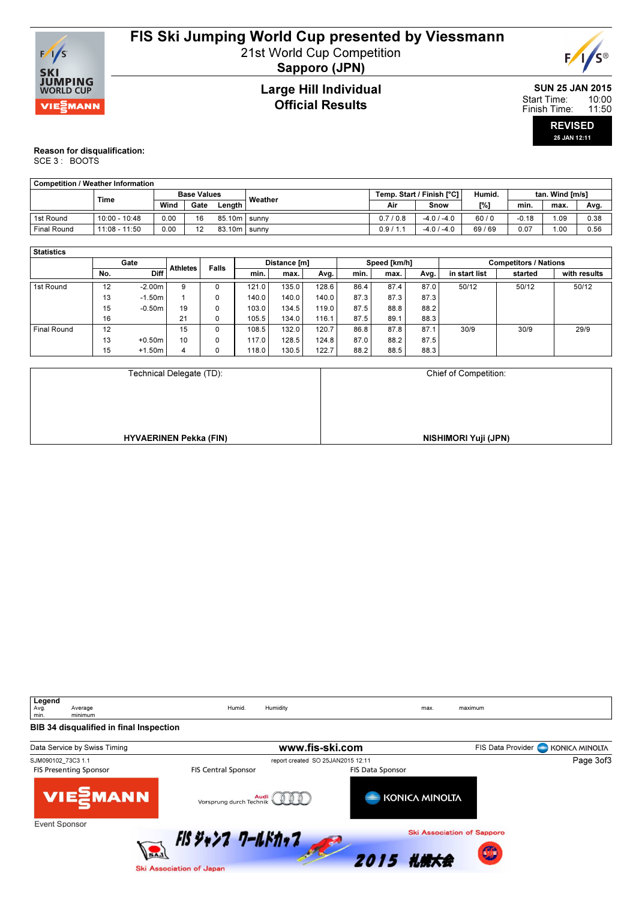# FIS Ski Jumping World Cup presented by Viessmann

21st World Cup Competition

**Sapporo (JPN)**

## Large Hill Individual
## Official Results

**SUN 25 JAN 2015**
Start Time: 10:00
Finish Time: 11:50

**REVISED**
25 JAN 12:11

**Reason for disqualification:**
SCE 3 : BOOTS

| Competition / Weather Information | | | | | | | | | | | | |
|---|---|---|---|---|---|---|---|---|---|---|---|---|
| | Time | Base Values | | | Weather | Temp. Start / Finish [°C] | | Humid. | tan. Wind [m/s] | | |
| | | Wind | Gate | Length | | Air | Snow | [%] | min. | max. | Avg. |
| 1st Round | 10:00 - 10:48 | 0.00 | 16 | 85.10m | sunny | 0.7 / 0.8 | -4.0 / -4.0 | 60 / 0 | -0.18 | 1.09 | 0.38 |
| Final Round | 11:08 - 11:50 | 0.00 | 12 | 83.10m | sunny | 0.9 / 1.1 | -4.0 / -4.0 | 69 / 69 | 0.07 | 1.00 | 0.56 |

| Statistics | Gate | | Athletes | Falls | Distance [m] | | | Speed [km/h] | | | Competitors / Nations | | |
|---|---|---|---|---|---|---|---|---|---|---|---|---|---|
| | No. | Diff | | | min. | max. | Avg. | min. | max. | Avg. | in start list | started | with results |
| 1st Round | 12 | -2.00m | 9 | 0 | 121.0 | 135.0 | 128.6 | 86.4 | 87.4 | 87.0 | 50/12 | 50/12 | 50/12 |
| | 13 | -1.50m | 1 | 0 | 140.0 | 140.0 | 140.0 | 87.3 | 87.3 | 87.3 | | | |
| | 15 | -0.50m | 19 | 0 | 103.0 | 134.5 | 119.0 | 87.5 | 88.8 | 88.2 | | | |
| | 16 | | 21 | 0 | 105.5 | 134.0 | 116.1 | 87.5 | 89.1 | 88.3 | | | |
| Final Round | 12 | | 15 | 0 | 108.5 | 132.0 | 120.7 | 86.8 | 87.8 | 87.1 | 30/9 | 30/9 | 29/9 |
| | 13 | +0.50m | 10 | 0 | 117.0 | 128.5 | 124.8 | 87.0 | 88.2 | 87.5 | | | |
| | 15 | +1.50m | 4 | 0 | 118.0 | 130.5 | 122.7 | 88.2 | 88.5 | 88.3 | | | |

| Technical Delegate (TD): | Chief of Competition: |
|---|---|
| **HYVAERINEN Pekka (FIN)** | **NISHIMORI Yuji (JPN)** |

**Legend**
Avg. Average
min. minimum
Humid. Humidity
max. maximum

**BIB 34 disqualified in final Inspection**

Data Service by Swiss Timing — www.fis-ski.com — FIS Data Provider KONICA MINOLTA

SJM090102_73C3 1.1 — report created SO 25JAN2015 12:11

FIS Presenting Sponsor: VIESSMANN — FIS Central Sponsor: Audi Vorsprung durch Technik — FIS Data Sponsor: KONICA MINOLTA

Event Sponsor

FIS ジャンプ ワールドカップ 2015 札幌大会

Ski Association of Japan — Ski Association of Sapporo